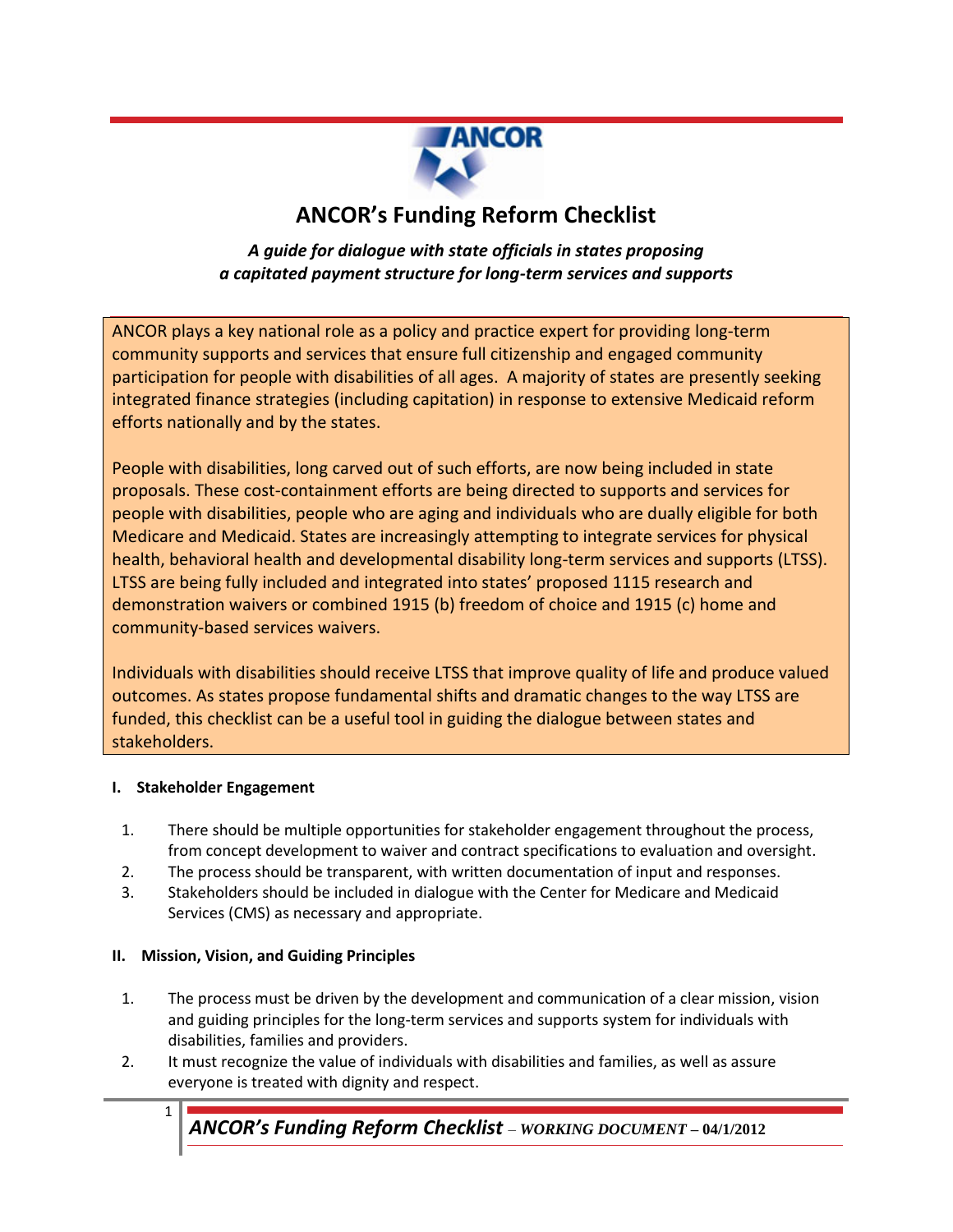# ANCOR's Funding Reform Checklist

***A guide for dialogue with state officials in states proposing a capitated payment structure for long-term services and supports***

ANCOR plays a key national role as a policy and practice expert for providing long-term community supports and services that ensure full citizenship and engaged community participation for people with disabilities of all ages. A majority of states are presently seeking integrated finance strategies (including capitation) in response to extensive Medicaid reform efforts nationally and by the states.

People with disabilities, long carved out of such efforts, are now being included in state proposals. These cost-containment efforts are being directed to supports and services for people with disabilities, people who are aging and individuals who are dually eligible for both Medicare and Medicaid. States are increasingly attempting to integrate services for physical health, behavioral health and developmental disability long-term services and supports (LTSS). LTSS are being fully included and integrated into states' proposed 1115 research and demonstration waivers or combined 1915 (b) freedom of choice and 1915 (c) home and community-based services waivers.

Individuals with disabilities should receive LTSS that improve quality of life and produce valued outcomes. As states propose fundamental shifts and dramatic changes to the way LTSS are funded, this checklist can be a useful tool in guiding the dialogue between states and stakeholders.

## I. Stakeholder Engagement

1. There should be multiple opportunities for stakeholder engagement throughout the process, from concept development to waiver and contract specifications to evaluation and oversight.
2. The process should be transparent, with written documentation of input and responses.
3. Stakeholders should be included in dialogue with the Center for Medicare and Medicaid Services (CMS) as necessary and appropriate.

## II. Mission, Vision, and Guiding Principles

1. The process must be driven by the development and communication of a clear mission, vision and guiding principles for the long-term services and supports system for individuals with disabilities, families and providers.
2. It must recognize the value of individuals with disabilities and families, as well as assure everyone is treated with dignity and respect.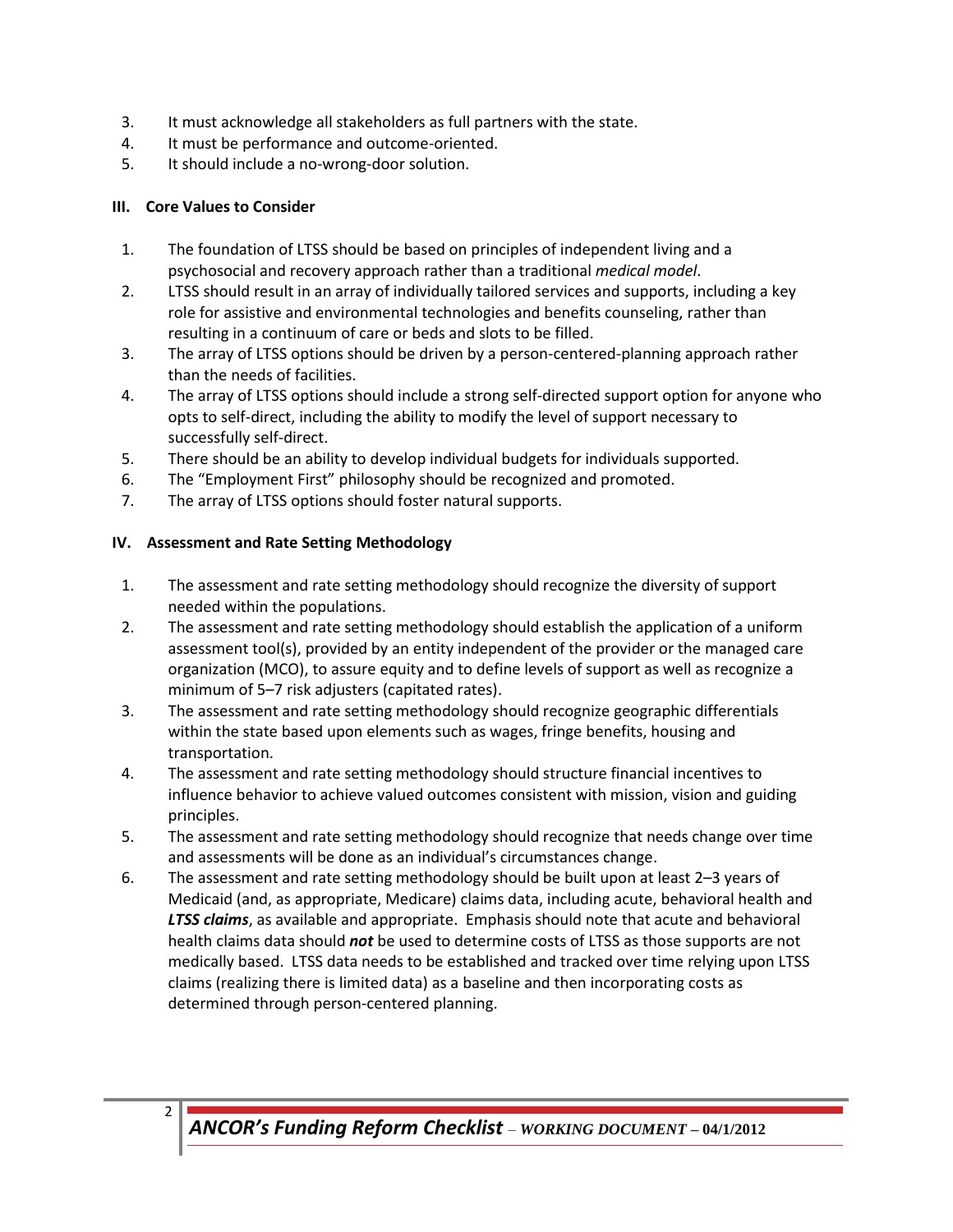3. It must acknowledge all stakeholders as full partners with the state.
4. It must be performance and outcome-oriented.
5. It should include a no-wrong-door solution.

### III. Core Values to Consider

1. The foundation of LTSS should be based on principles of independent living and a psychosocial and recovery approach rather than a traditional *medical model*.
2. LTSS should result in an array of individually tailored services and supports, including a key role for assistive and environmental technologies and benefits counseling, rather than resulting in a continuum of care or beds and slots to be filled.
3. The array of LTSS options should be driven by a person-centered-planning approach rather than the needs of facilities.
4. The array of LTSS options should include a strong self-directed support option for anyone who opts to self-direct, including the ability to modify the level of support necessary to successfully self-direct.
5. There should be an ability to develop individual budgets for individuals supported.
6. The "Employment First" philosophy should be recognized and promoted.
7. The array of LTSS options should foster natural supports.

### IV. Assessment and Rate Setting Methodology

1. The assessment and rate setting methodology should recognize the diversity of support needed within the populations.
2. The assessment and rate setting methodology should establish the application of a uniform assessment tool(s), provided by an entity independent of the provider or the managed care organization (MCO), to assure equity and to define levels of support as well as recognize a minimum of 5–7 risk adjusters (capitated rates).
3. The assessment and rate setting methodology should recognize geographic differentials within the state based upon elements such as wages, fringe benefits, housing and transportation.
4. The assessment and rate setting methodology should structure financial incentives to influence behavior to achieve valued outcomes consistent with mission, vision and guiding principles.
5. The assessment and rate setting methodology should recognize that needs change over time and assessments will be done as an individual's circumstances change.
6. The assessment and rate setting methodology should be built upon at least 2–3 years of Medicaid (and, as appropriate, Medicare) claims data, including acute, behavioral health and ***LTSS claims***, as available and appropriate. Emphasis should note that acute and behavioral health claims data should ***not*** be used to determine costs of LTSS as those supports are not medically based. LTSS data needs to be established and tracked over time relying upon LTSS claims (realizing there is limited data) as a baseline and then incorporating costs as determined through person-centered planning.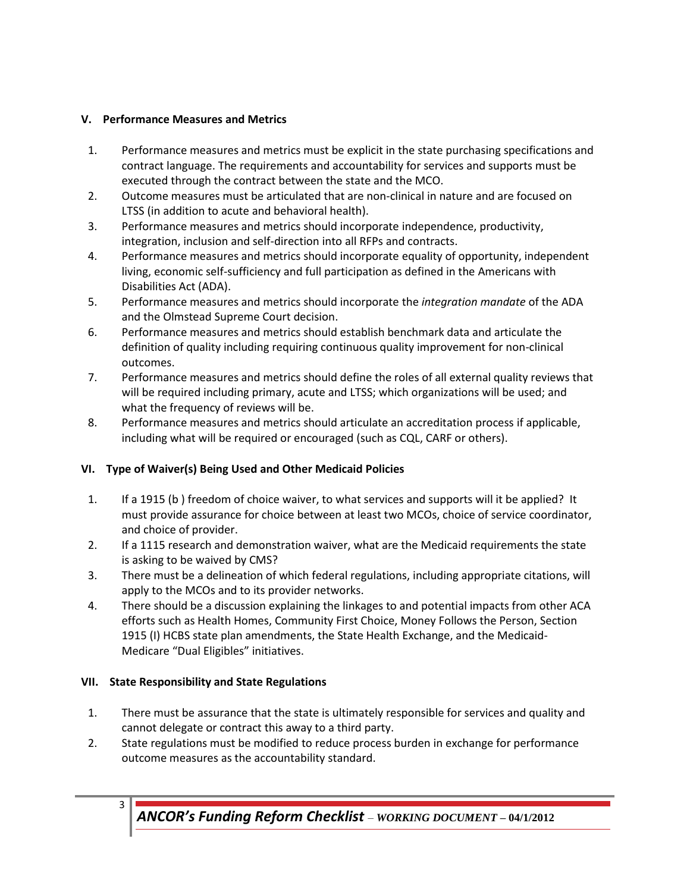## V. Performance Measures and Metrics

1. Performance measures and metrics must be explicit in the state purchasing specifications and contract language. The requirements and accountability for services and supports must be executed through the contract between the state and the MCO.
2. Outcome measures must be articulated that are non-clinical in nature and are focused on LTSS (in addition to acute and behavioral health).
3. Performance measures and metrics should incorporate independence, productivity, integration, inclusion and self-direction into all RFPs and contracts.
4. Performance measures and metrics should incorporate equality of opportunity, independent living, economic self-sufficiency and full participation as defined in the Americans with Disabilities Act (ADA).
5. Performance measures and metrics should incorporate the *integration mandate* of the ADA and the Olmstead Supreme Court decision.
6. Performance measures and metrics should establish benchmark data and articulate the definition of quality including requiring continuous quality improvement for non-clinical outcomes.
7. Performance measures and metrics should define the roles of all external quality reviews that will be required including primary, acute and LTSS; which organizations will be used; and what the frequency of reviews will be.
8. Performance measures and metrics should articulate an accreditation process if applicable, including what will be required or encouraged (such as CQL, CARF or others).

## VI. Type of Waiver(s) Being Used and Other Medicaid Policies

1. If a 1915 (b ) freedom of choice waiver, to what services and supports will it be applied? It must provide assurance for choice between at least two MCOs, choice of service coordinator, and choice of provider.
2. If a 1115 research and demonstration waiver, what are the Medicaid requirements the state is asking to be waived by CMS?
3. There must be a delineation of which federal regulations, including appropriate citations, will apply to the MCOs and to its provider networks.
4. There should be a discussion explaining the linkages to and potential impacts from other ACA efforts such as Health Homes, Community First Choice, Money Follows the Person, Section 1915 (I) HCBS state plan amendments, the State Health Exchange, and the Medicaid-Medicare "Dual Eligibles" initiatives.

## VII. State Responsibility and State Regulations

1. There must be assurance that the state is ultimately responsible for services and quality and cannot delegate or contract this away to a third party.
2. State regulations must be modified to reduce process burden in exchange for performance outcome measures as the accountability standard.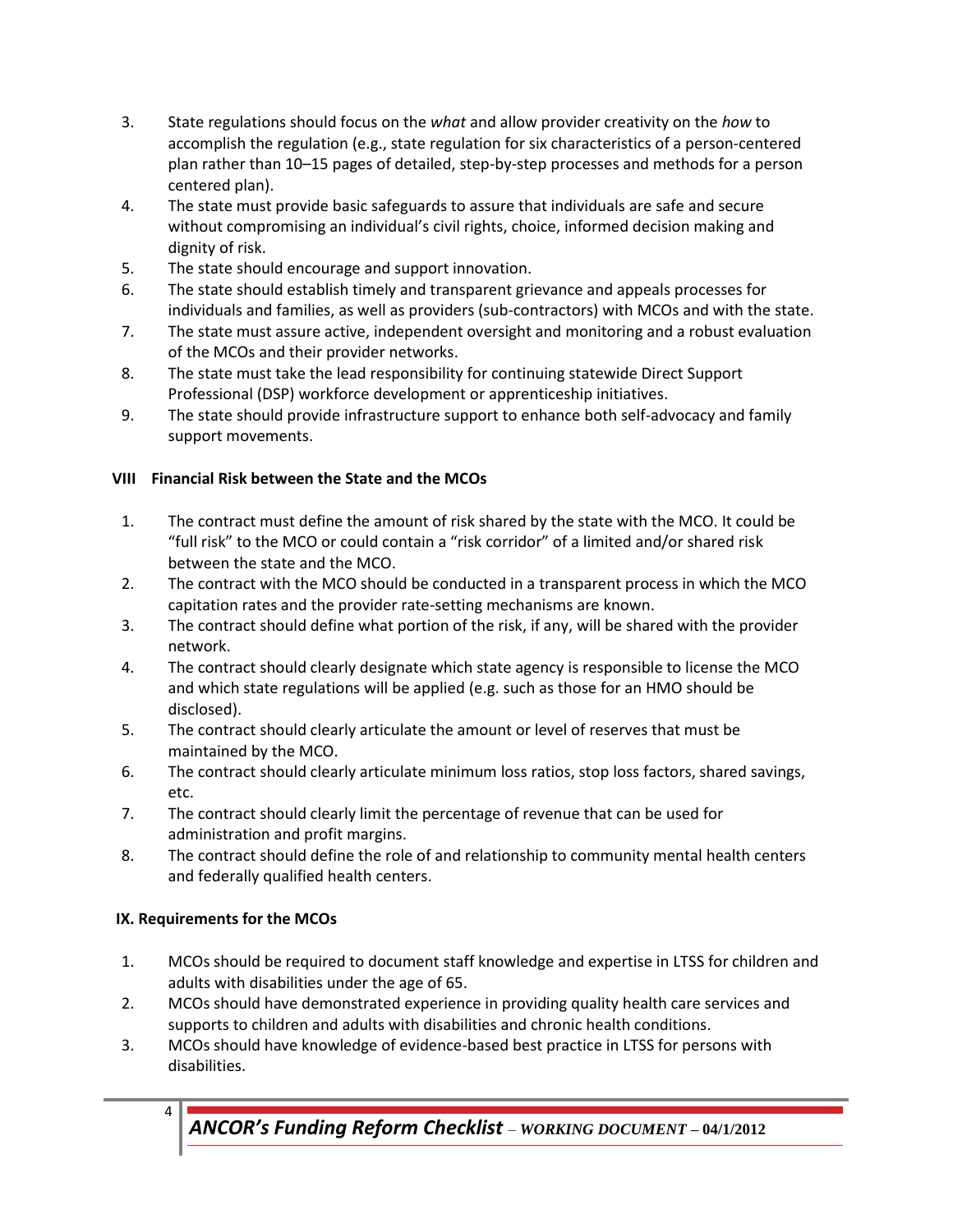3. State regulations should focus on the *what* and allow provider creativity on the *how* to accomplish the regulation (e.g., state regulation for six characteristics of a person-centered plan rather than 10–15 pages of detailed, step-by-step processes and methods for a person centered plan).
4. The state must provide basic safeguards to assure that individuals are safe and secure without compromising an individual's civil rights, choice, informed decision making and dignity of risk.
5. The state should encourage and support innovation.
6. The state should establish timely and transparent grievance and appeals processes for individuals and families, as well as providers (sub-contractors) with MCOs and with the state.
7. The state must assure active, independent oversight and monitoring and a robust evaluation of the MCOs and their provider networks.
8. The state must take the lead responsibility for continuing statewide Direct Support Professional (DSP) workforce development or apprenticeship initiatives.
9. The state should provide infrastructure support to enhance both self-advocacy and family support movements.

## VIII Financial Risk between the State and the MCOs

1. The contract must define the amount of risk shared by the state with the MCO. It could be "full risk" to the MCO or could contain a "risk corridor" of a limited and/or shared risk between the state and the MCO.
2. The contract with the MCO should be conducted in a transparent process in which the MCO capitation rates and the provider rate-setting mechanisms are known.
3. The contract should define what portion of the risk, if any, will be shared with the provider network.
4. The contract should clearly designate which state agency is responsible to license the MCO and which state regulations will be applied (e.g. such as those for an HMO should be disclosed).
5. The contract should clearly articulate the amount or level of reserves that must be maintained by the MCO.
6. The contract should clearly articulate minimum loss ratios, stop loss factors, shared savings, etc.
7. The contract should clearly limit the percentage of revenue that can be used for administration and profit margins.
8. The contract should define the role of and relationship to community mental health centers and federally qualified health centers.

## IX. Requirements for the MCOs

1. MCOs should be required to document staff knowledge and expertise in LTSS for children and adults with disabilities under the age of 65.
2. MCOs should have demonstrated experience in providing quality health care services and supports to children and adults with disabilities and chronic health conditions.
3. MCOs should have knowledge of evidence-based best practice in LTSS for persons with disabilities.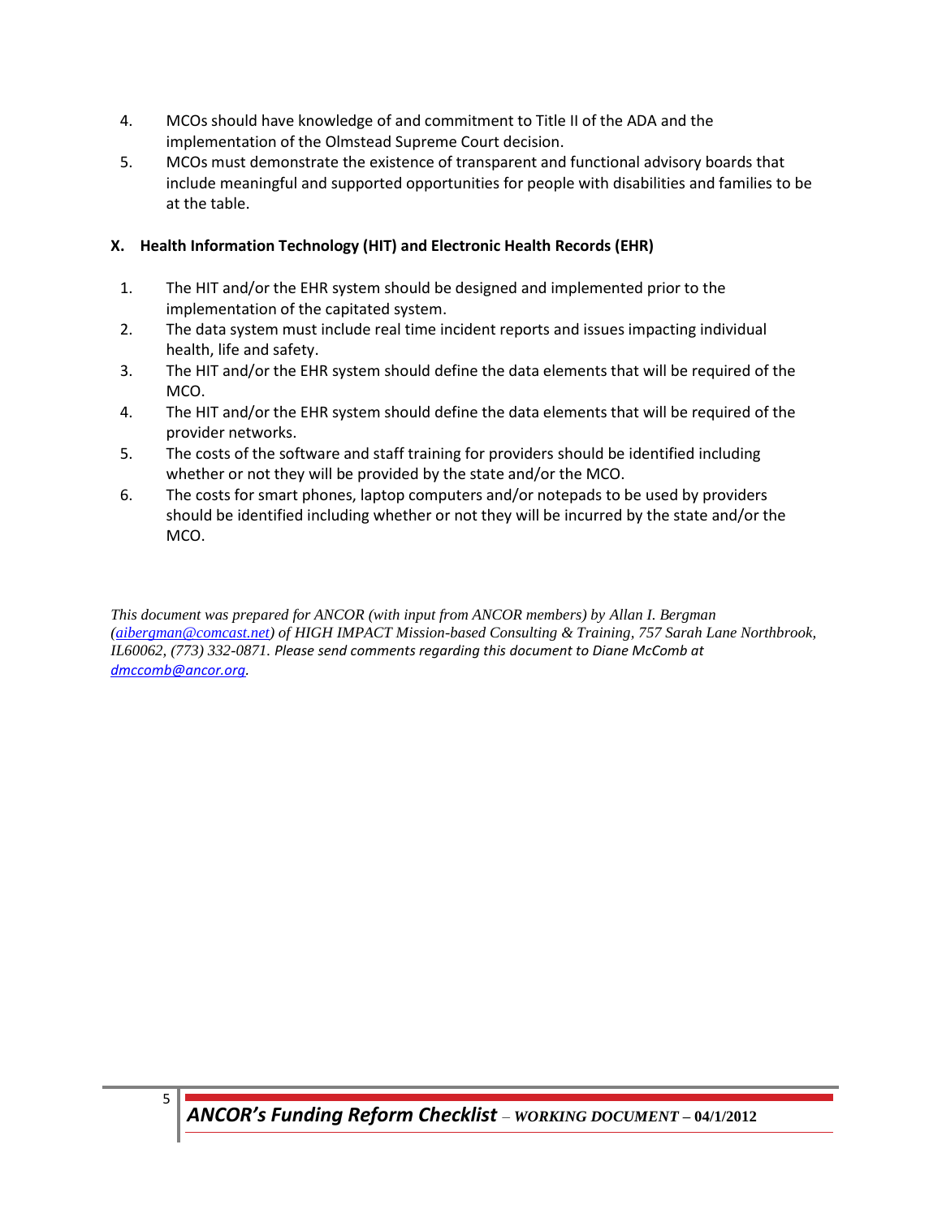4. MCOs should have knowledge of and commitment to Title II of the ADA and the implementation of the Olmstead Supreme Court decision.
5. MCOs must demonstrate the existence of transparent and functional advisory boards that include meaningful and supported opportunities for people with disabilities and families to be at the table.

## X. Health Information Technology (HIT) and Electronic Health Records (EHR)

1. The HIT and/or the EHR system should be designed and implemented prior to the implementation of the capitated system.
2. The data system must include real time incident reports and issues impacting individual health, life and safety.
3. The HIT and/or the EHR system should define the data elements that will be required of the MCO.
4. The HIT and/or the EHR system should define the data elements that will be required of the provider networks.
5. The costs of the software and staff training for providers should be identified including whether or not they will be provided by the state and/or the MCO.
6. The costs for smart phones, laptop computers and/or notepads to be used by providers should be identified including whether or not they will be incurred by the state and/or the MCO.

*This document was prepared for ANCOR (with input from ANCOR members) by Allan I. Bergman (aibergman@comcast.net) of HIGH IMPACT Mission-based Consulting & Training, 757 Sarah Lane Northbrook, IL60062, (773) 332-0871. Please send comments regarding this document to Diane McComb at dmccomb@ancor.org.*